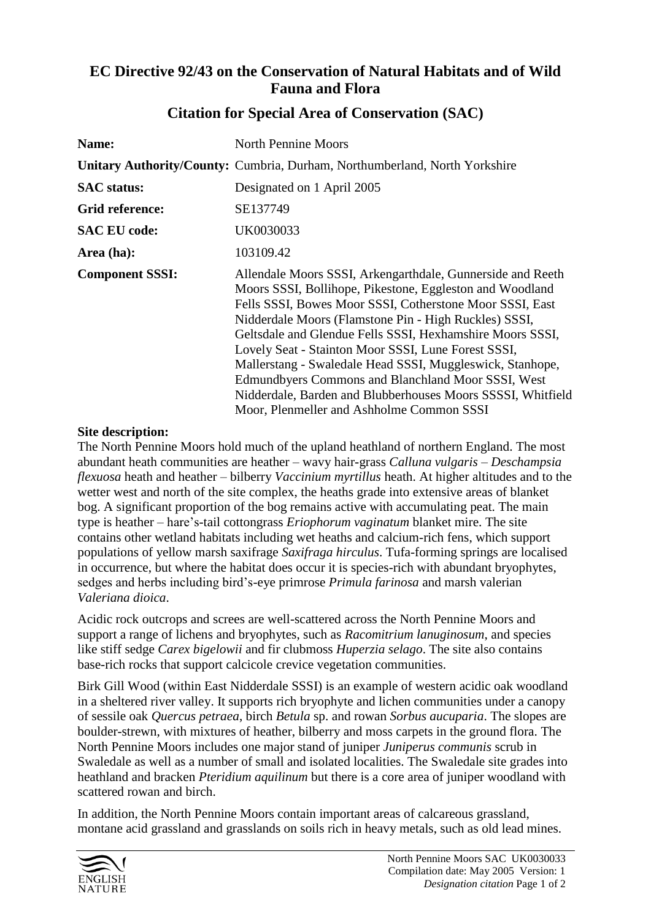# EC Directive 92/43 on the Conservation of Natural Habitats and of Wild Fauna and Flora

## Citation for Special Area of Conservation (SAC)

| | |
|---|---|
| **Name:** | North Pennine Moors |
| **Unitary Authority/County:** | Cumbria, Durham, Northumberland, North Yorkshire |
| **SAC status:** | Designated on 1 April 2005 |
| **Grid reference:** | SE137749 |
| **SAC EU code:** | UK0030033 |
| **Area (ha):** | 103109.42 |
| **Component SSSI:** | Allendale Moors SSSI, Arkengarthdale, Gunnerside and Reeth Moors SSSI, Bollihope, Pikestone, Eggleston and Woodland Fells SSSI, Bowes Moor SSSI, Cotherstone Moor SSSI, East Nidderdale Moors (Flamstone Pin - High Ruckles) SSSI, Geltsdale and Glendue Fells SSSI, Hexhamshire Moors SSSI, Lovely Seat - Stainton Moor SSSI, Lune Forest SSSI, Mallerstang - Swaledale Head SSSI, Muggleswick, Stanhope, Edmundbyers Commons and Blanchland Moor SSSI, West Nidderdale, Barden and Blubberhouses Moors SSSSI, Whitfield Moor, Plenmeller and Ashholme Common SSSI |

**Site description:**

The North Pennine Moors hold much of the upland heathland of northern England. The most abundant heath communities are heather – wavy hair-grass *Calluna vulgaris* – *Deschampsia flexuosa* heath and heather – bilberry *Vaccinium myrtillus* heath. At higher altitudes and to the wetter west and north of the site complex, the heaths grade into extensive areas of blanket bog. A significant proportion of the bog remains active with accumulating peat. The main type is heather – hare's-tail cottongrass *Eriophorum vaginatum* blanket mire. The site contains other wetland habitats including wet heaths and calcium-rich fens, which support populations of yellow marsh saxifrage *Saxifraga hirculus*. Tufa-forming springs are localised in occurrence, but where the habitat does occur it is species-rich with abundant bryophytes, sedges and herbs including bird's-eye primrose *Primula farinosa* and marsh valerian *Valeriana dioica*.

Acidic rock outcrops and screes are well-scattered across the North Pennine Moors and support a range of lichens and bryophytes, such as *Racomitrium lanuginosum*, and species like stiff sedge *Carex bigelowii* and fir clubmoss *Huperzia selago*. The site also contains base-rich rocks that support calcicole crevice vegetation communities.

Birk Gill Wood (within East Nidderdale SSSI) is an example of western acidic oak woodland in a sheltered river valley. It supports rich bryophyte and lichen communities under a canopy of sessile oak *Quercus petraea*, birch *Betula* sp. and rowan *Sorbus aucuparia*. The slopes are boulder-strewn, with mixtures of heather, bilberry and moss carpets in the ground flora. The North Pennine Moors includes one major stand of juniper *Juniperus communis* scrub in Swaledale as well as a number of small and isolated localities. The Swaledale site grades into heathland and bracken *Pteridium aquilinum* but there is a core area of juniper woodland with scattered rowan and birch.

In addition, the North Pennine Moors contain important areas of calcareous grassland, montane acid grassland and grasslands on soils rich in heavy metals, such as old lead mines.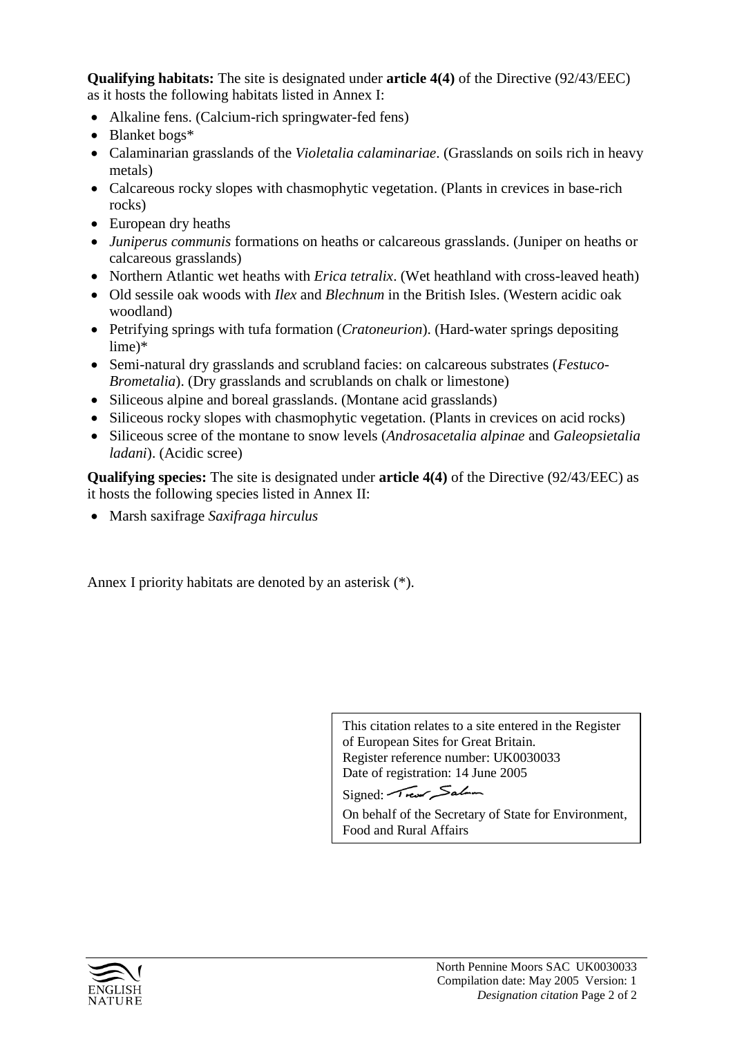**Qualifying habitats:** The site is designated under **article 4(4)** of the Directive (92/43/EEC) as it hosts the following habitats listed in Annex I:

- Alkaline fens. (Calcium-rich springwater-fed fens)
- Blanket bogs*
- Calaminarian grasslands of the *Violetalia calaminariae*. (Grasslands on soils rich in heavy metals)
- Calcareous rocky slopes with chasmophytic vegetation. (Plants in crevices in base-rich rocks)
- European dry heaths
- *Juniperus communis* formations on heaths or calcareous grasslands. (Juniper on heaths or calcareous grasslands)
- Northern Atlantic wet heaths with *Erica tetralix*. (Wet heathland with cross-leaved heath)
- Old sessile oak woods with *Ilex* and *Blechnum* in the British Isles. (Western acidic oak woodland)
- Petrifying springs with tufa formation (*Cratoneurion*). (Hard-water springs depositing lime)*
- Semi-natural dry grasslands and scrubland facies: on calcareous substrates (*Festuco-Brometalia*). (Dry grasslands and scrublands on chalk or limestone)
- Siliceous alpine and boreal grasslands. (Montane acid grasslands)
- Siliceous rocky slopes with chasmophytic vegetation. (Plants in crevices on acid rocks)
- Siliceous scree of the montane to snow levels (*Androsacetalia alpinae* and *Galeopsietalia ladani*). (Acidic scree)

**Qualifying species:** The site is designated under **article 4(4)** of the Directive (92/43/EEC) as it hosts the following species listed in Annex II:

- Marsh saxifrage *Saxifraga hirculus*

Annex I priority habitats are denoted by an asterisk (*).

This citation relates to a site entered in the Register of European Sites for Great Britain.
Register reference number: UK0030033
Date of registration: 14 June 2005
Signed: Trevor Salmon
On behalf of the Secretary of State for Environment, Food and Rural Affairs

North Pennine Moors SAC UK0030033
Compilation date: May 2005 Version: 1
*Designation citation*